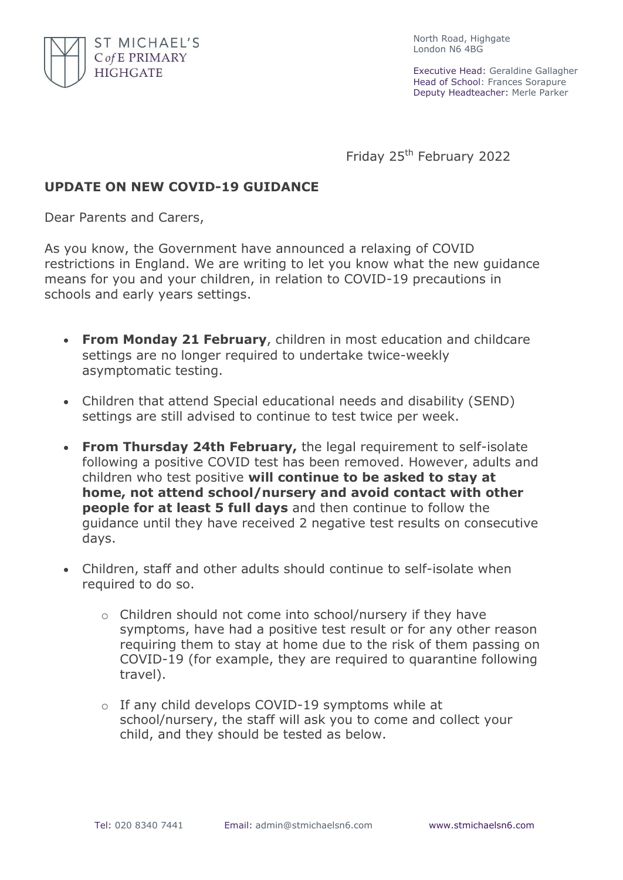ST MICHAEL'S
C *of* E PRIMARY
HIGHGATE

North Road, Highgate
London N6 4BG

Executive Head: Geraldine Gallagher
Head of School: Frances Sorapure
Deputy Headteacher: Merle Parker

Friday 25th February 2022

**UPDATE ON NEW COVID-19 GUIDANCE**

Dear Parents and Carers,

As you know, the Government have announced a relaxing of COVID restrictions in England. We are writing to let you know what the new guidance means for you and your children, in relation to COVID-19 precautions in schools and early years settings.

- **From Monday 21 February**, children in most education and childcare settings are no longer required to undertake twice-weekly asymptomatic testing.
- Children that attend Special educational needs and disability (SEND) settings are still advised to continue to test twice per week.
- **From Thursday 24th February,** the legal requirement to self-isolate following a positive COVID test has been removed. However, adults and children who test positive **will continue to be asked to stay at home, not attend school/nursery and avoid contact with other people for at least 5 full days** and then continue to follow the guidance until they have received 2 negative test results on consecutive days.
- Children, staff and other adults should continue to self-isolate when required to do so.
    - Children should not come into school/nursery if they have symptoms, have had a positive test result or for any other reason requiring them to stay at home due to the risk of them passing on COVID-19 (for example, they are required to quarantine following travel).
    - If any child develops COVID-19 symptoms while at school/nursery, the staff will ask you to come and collect your child, and they should be tested as below.

Tel: 020 8340 7441 Email: admin@stmichaelsn6.com www.stmichaelsn6.com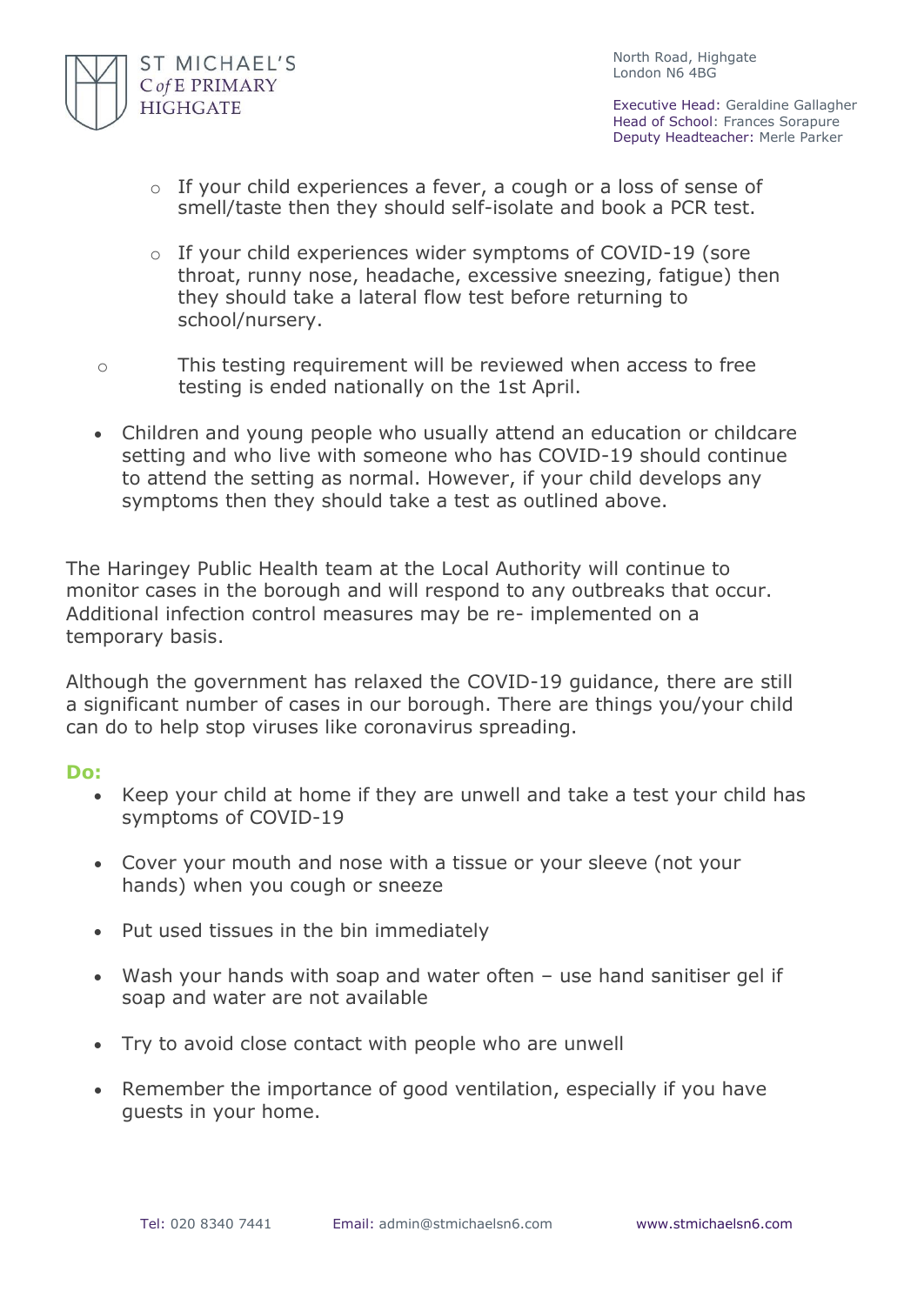- If your child experiences a fever, a cough or a loss of sense of smell/taste then they should self-isolate and book a PCR test.

- If your child experiences wider symptoms of COVID-19 (sore throat, runny nose, headache, excessive sneezing, fatigue) then they should take a lateral flow test before returning to school/nursery.

- This testing requirement will be reviewed when access to free testing is ended nationally on the 1st April.

- Children and young people who usually attend an education or childcare setting and who live with someone who has COVID-19 should continue to attend the setting as normal. However, if your child develops any symptoms then they should take a test as outlined above.

The Haringey Public Health team at the Local Authority will continue to monitor cases in the borough and will respond to any outbreaks that occur. Additional infection control measures may be re- implemented on a temporary basis.

Although the government has relaxed the COVID-19 guidance, there are still a significant number of cases in our borough. There are things you/your child can do to help stop viruses like coronavirus spreading.

**Do:**

- Keep your child at home if they are unwell and take a test your child has symptoms of COVID-19

- Cover your mouth and nose with a tissue or your sleeve (not your hands) when you cough or sneeze

- Put used tissues in the bin immediately

- Wash your hands with soap and water often – use hand sanitiser gel if soap and water are not available

- Try to avoid close contact with people who are unwell

- Remember the importance of good ventilation, especially if you have guests in your home.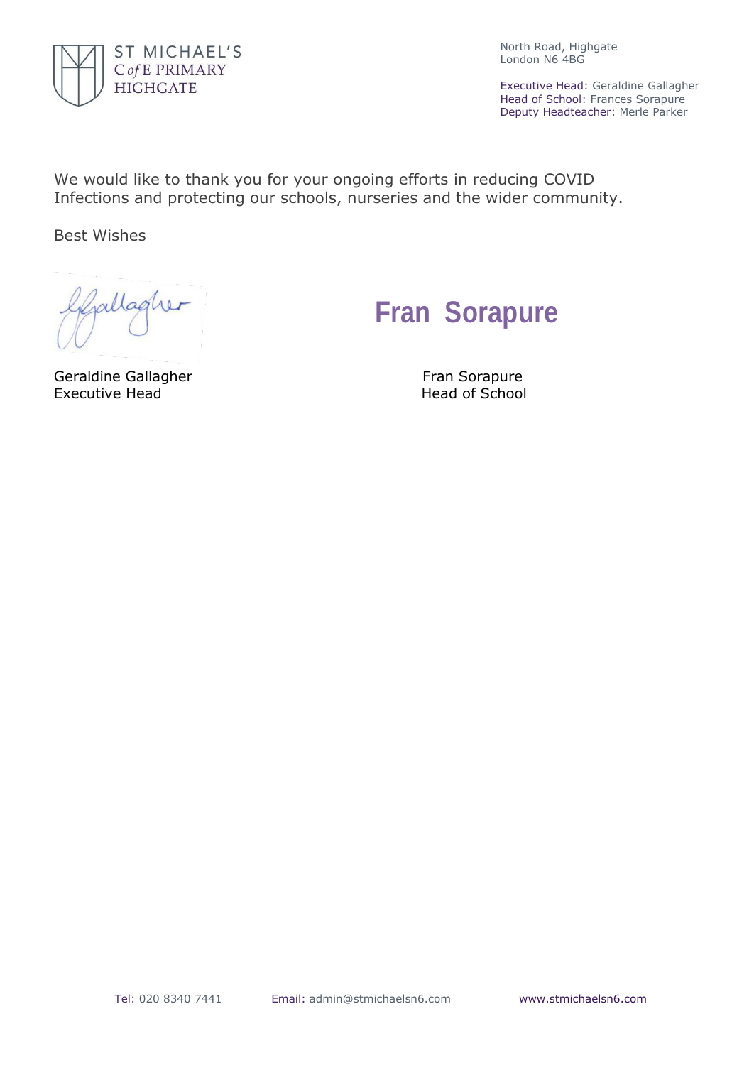ST MICHAEL'S
C *of* E PRIMARY
HIGHGATE

North Road, Highgate
London N6 4BG

Executive Head: Geraldine Gallagher
Head of School: Frances Sorapure
Deputy Headteacher: Merle Parker

We would like to thank you for your ongoing efforts in reducing COVID Infections and protecting our schools, nurseries and the wider community.

Best Wishes

**Fran Sorapure**

Geraldine Gallagher
Executive Head

Fran Sorapure
Head of School

Tel: 020 8340 7441 Email: admin@stmichaelsn6.com www.stmichaelsn6.com